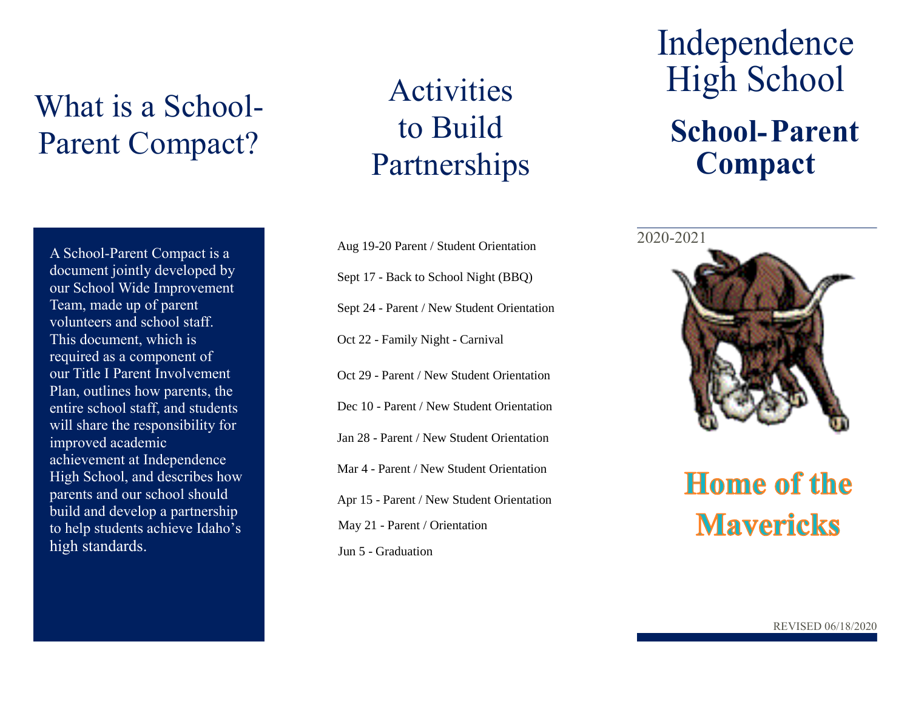# What is a School-Parent Compact?

A School-Parent Compact is a document jointly developed by our School Wide Improvement Team, made up of parent volunteers and school staff. This document, which is required as a component of our Title I Parent Involvement Plan, outlines how parents, the entire school staff, and students will share the responsibility for improved academic achievement at Independence High School, and describes how parents and our school should build and develop a partnership to help students achieve Idaho's high standards.

# Activities to Build Partnerships

Aug 19-20 Parent / Student Orientation

Sept 17 - Back to School Night (BBQ)

Sept 24 - Parent / New Student Orientation

Oct 22 - Family Night - Carnival

Oct 29 - Parent / New Student Orientation

Dec 10 - Parent / New Student Orientation

Jan 28 - Parent / New Student Orientation

Mar 4 - Parent / New Student Orientation

Apr 15 - Parent / New Student Orientation

May 21 - Parent / Orientation

Jun 5 - Graduation

# Independence High School

## School-Parent Compact

2020-2021

**Home of the Mavericks**

REVISED 06/18/2020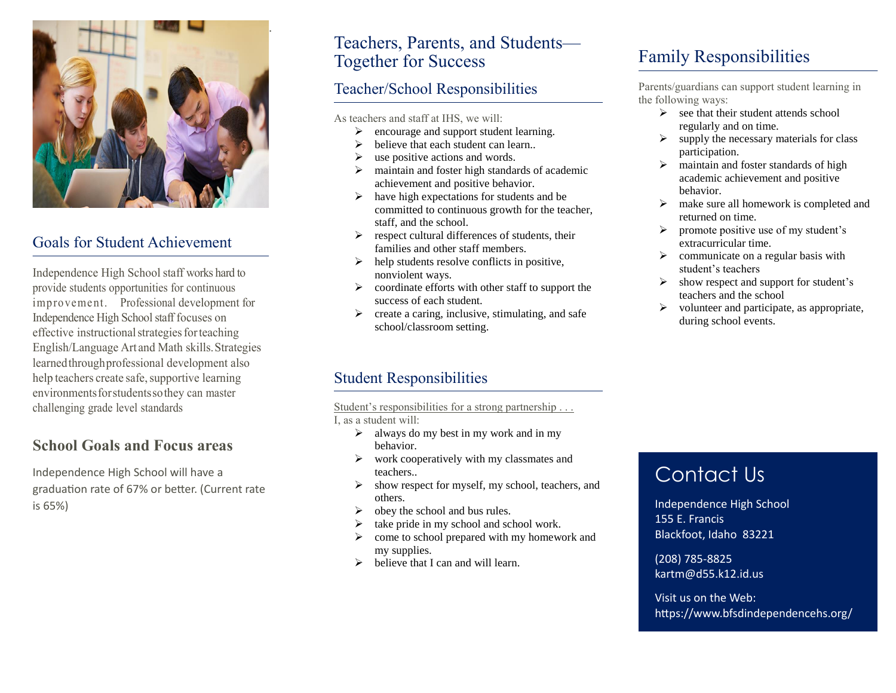## Goals for Student Achievement

Independence High School staff works hard to provide students opportunities for continuous improvement. Professional development for Independence High School staff focuses on effective instructional strategies for teaching English/Language Art and Math skills. Strategies learned through professional development also help teachers create safe, supportive learning environments for students so they can master challenging grade level standards

## School Goals and Focus areas

Independence High School will have a graduation rate of 67% or better. (Current rate is 65%)

# Teachers, Parents, and Students—Together for Success

## Teacher/School Responsibilities

As teachers and staff at IHS, we will:

- encourage and support student learning.
- believe that each student can learn..
- use positive actions and words.
- maintain and foster high standards of academic achievement and positive behavior.
- have high expectations for students and be committed to continuous growth for the teacher, staff, and the school.
- respect cultural differences of students, their families and other staff members.
- help students resolve conflicts in positive, nonviolent ways.
- coordinate efforts with other staff to support the success of each student.
- create a caring, inclusive, stimulating, and safe school/classroom setting.

## Student Responsibilities

<u>Student's responsibilities for a strong partnership . . .</u>

I, as a student will:

- always do my best in my work and in my behavior.
- work cooperatively with my classmates and teachers..
- show respect for myself, my school, teachers, and others.
- obey the school and bus rules.
- take pride in my school and school work.
- come to school prepared with my homework and my supplies.
- believe that I can and will learn.

## Family Responsibilities

Parents/guardians can support student learning in the following ways:

- see that their student attends school regularly and on time.
- supply the necessary materials for class participation.
- maintain and foster standards of high academic achievement and positive behavior.
- make sure all homework is completed and returned on time.
- promote positive use of my student's extracurricular time.
- communicate on a regular basis with student's teachers
- show respect and support for student's teachers and the school
- volunteer and participate, as appropriate, during school events.

## Contact Us

Independence High School
155 E. Francis
Blackfoot, Idaho 83221

(208) 785-8825
kartm@d55.k12.id.us

Visit us on the Web:
https://www.bfsdindependencehs.org/